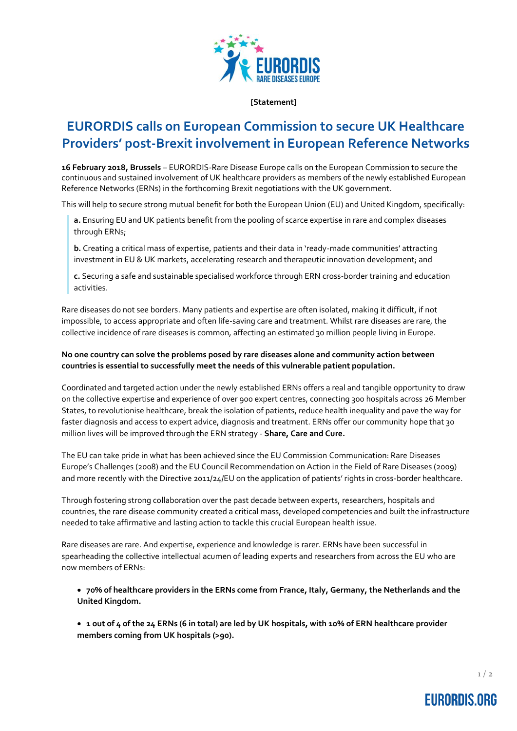[Statement]

# EURORDIS calls on European Commission to secure UK Healthcare Providers' post-Brexit involvement in European Reference Networks

**16 February 2018, Brussels** – EURORDIS-Rare Disease Europe calls on the European Commission to secure the continuous and sustained involvement of UK healthcare providers as members of the newly established European Reference Networks (ERNs) in the forthcoming Brexit negotiations with the UK government.

This will help to secure strong mutual benefit for both the European Union (EU) and United Kingdom, specifically:

> **a.** Ensuring EU and UK patients benefit from the pooling of scarce expertise in rare and complex diseases through ERNs;
>
> **b.** Creating a critical mass of expertise, patients and their data in 'ready-made communities' attracting investment in EU & UK markets, accelerating research and therapeutic innovation development; and
>
> **c.** Securing a safe and sustainable specialised workforce through ERN cross-border training and education activities.

Rare diseases do not see borders. Many patients and expertise are often isolated, making it difficult, if not impossible, to access appropriate and often life-saving care and treatment. Whilst rare diseases are rare, the collective incidence of rare diseases is common, affecting an estimated 30 million people living in Europe.

**No one country can solve the problems posed by rare diseases alone and community action between countries is essential to successfully meet the needs of this vulnerable patient population.**

Coordinated and targeted action under the newly established ERNs offers a real and tangible opportunity to draw on the collective expertise and experience of over 900 expert centres, connecting 300 hospitals across 26 Member States, to revolutionise healthcare, break the isolation of patients, reduce health inequality and pave the way for faster diagnosis and access to expert advice, diagnosis and treatment. ERNs offer our community hope that 30 million lives will be improved through the ERN strategy - **Share, Care and Cure.**

The EU can take pride in what has been achieved since the EU Commission Communication: Rare Diseases Europe's Challenges (2008) and the EU Council Recommendation on Action in the Field of Rare Diseases (2009) and more recently with the Directive 2011/24/EU on the application of patients' rights in cross-border healthcare.

Through fostering strong collaboration over the past decade between experts, researchers, hospitals and countries, the rare disease community created a critical mass, developed competencies and built the infrastructure needed to take affirmative and lasting action to tackle this crucial European health issue.

Rare diseases are rare. And expertise, experience and knowledge is rarer. ERNs have been successful in spearheading the collective intellectual acumen of leading experts and researchers from across the EU who are now members of ERNs:

- **70% of healthcare providers in the ERNs come from France, Italy, Germany, the Netherlands and the United Kingdom.**
- **1 out of 4 of the 24 ERNs (6 in total) are led by UK hospitals, with 10% of ERN healthcare provider members coming from UK hospitals (>90).**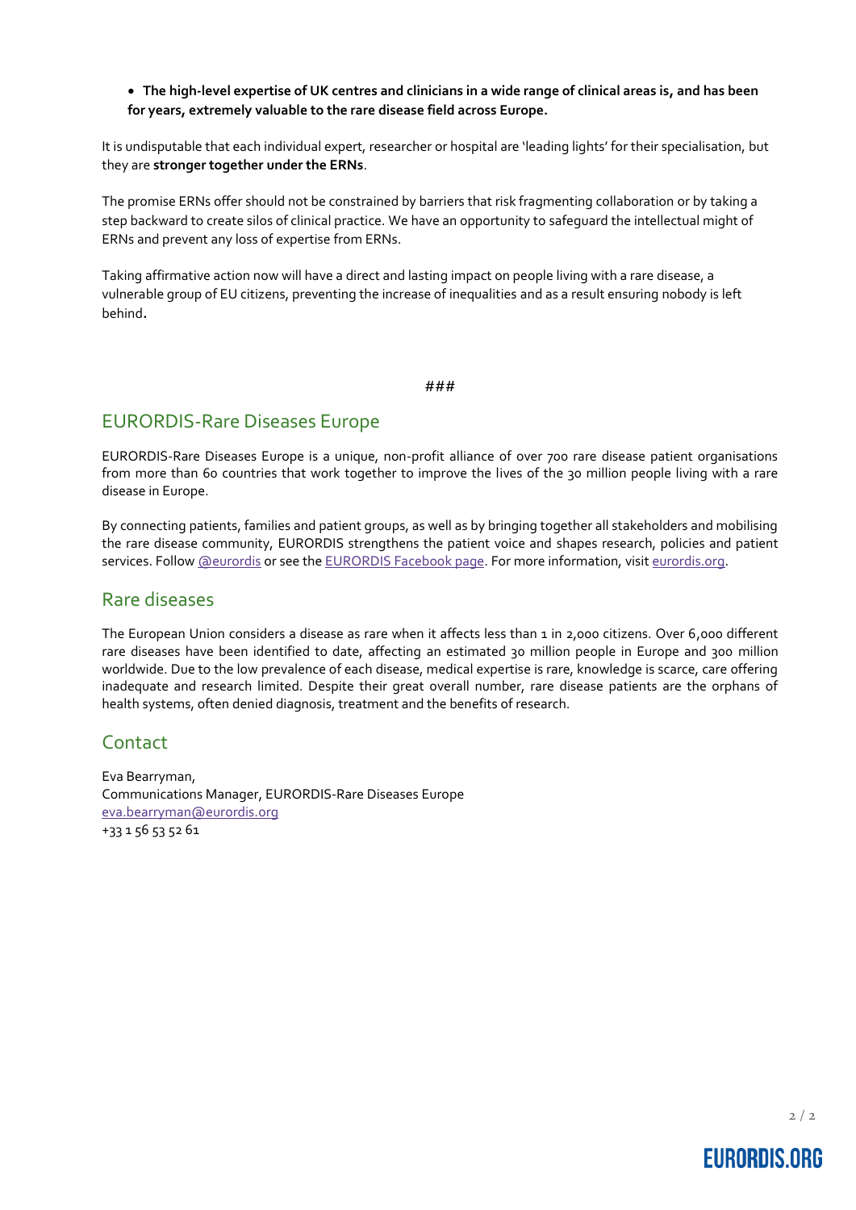- **The high-level expertise of UK centres and clinicians in a wide range of clinical areas is, and has been for years, extremely valuable to the rare disease field across Europe.**

It is undisputable that each individual expert, researcher or hospital are 'leading lights' for their specialisation, but they are **stronger together under the ERNs**.

The promise ERNs offer should not be constrained by barriers that risk fragmenting collaboration or by taking a step backward to create silos of clinical practice. We have an opportunity to safeguard the intellectual might of ERNs and prevent any loss of expertise from ERNs.

Taking affirmative action now will have a direct and lasting impact on people living with a rare disease, a vulnerable group of EU citizens, preventing the increase of inequalities and as a result ensuring nobody is left behind.

###

## EURORDIS-Rare Diseases Europe

EURORDIS-Rare Diseases Europe is a unique, non-profit alliance of over 700 rare disease patient organisations from more than 60 countries that work together to improve the lives of the 30 million people living with a rare disease in Europe.

By connecting patients, families and patient groups, as well as by bringing together all stakeholders and mobilising the rare disease community, EURORDIS strengthens the patient voice and shapes research, policies and patient services. Follow @eurordis or see the EURORDIS Facebook page. For more information, visit eurordis.org.

## Rare diseases

The European Union considers a disease as rare when it affects less than 1 in 2,000 citizens. Over 6,000 different rare diseases have been identified to date, affecting an estimated 30 million people in Europe and 300 million worldwide. Due to the low prevalence of each disease, medical expertise is rare, knowledge is scarce, care offering inadequate and research limited. Despite their great overall number, rare disease patients are the orphans of health systems, often denied diagnosis, treatment and the benefits of research.

## Contact

Eva Bearryman,
Communications Manager, EURORDIS-Rare Diseases Europe
eva.bearryman@eurordis.org
+33 1 56 53 52 61